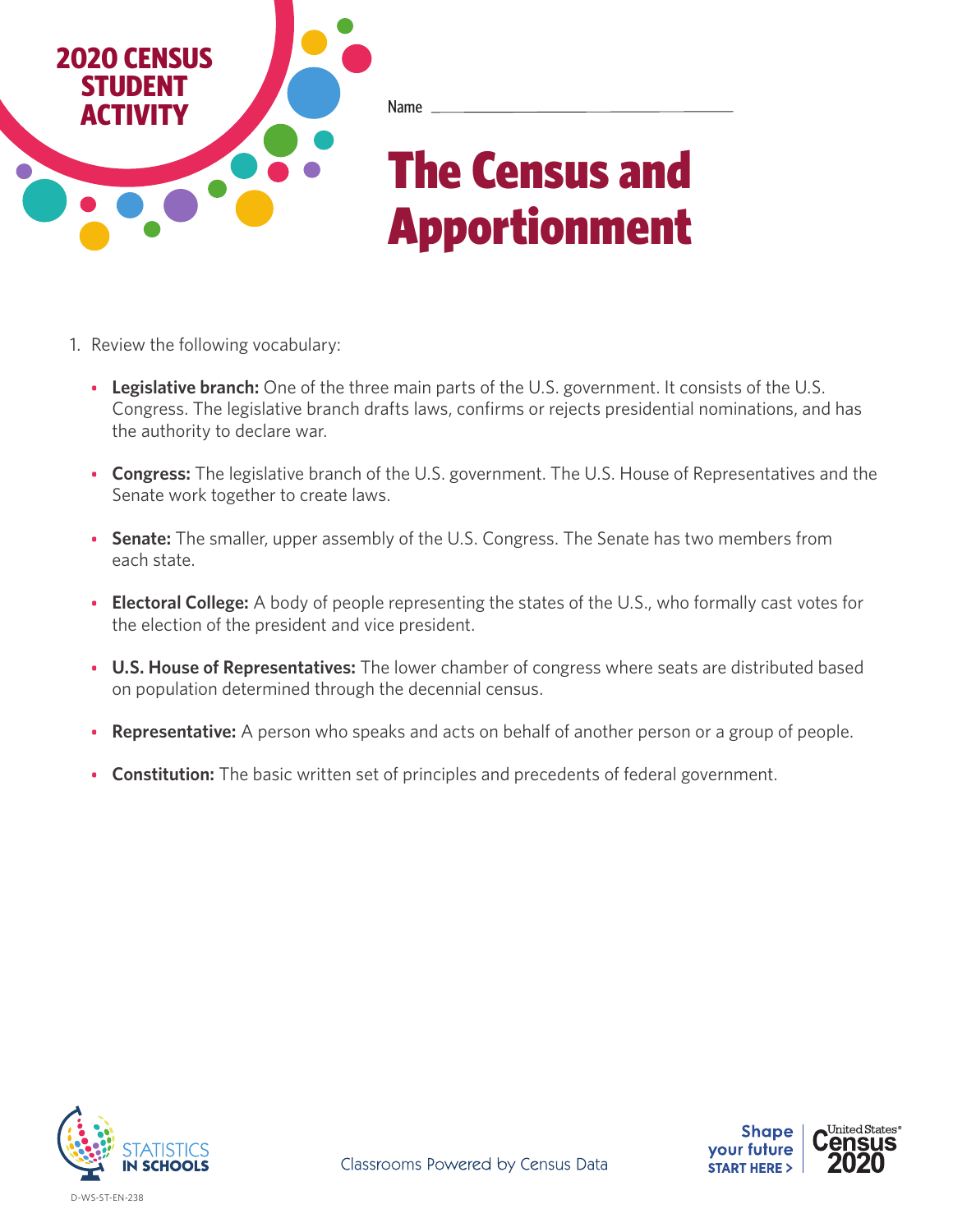2020 CENSUS STUDENT ACTIVITY

Name ______________________________

# The Census and Apportionment

1. Review the following vocabulary:

   - **Legislative branch:** One of the three main parts of the U.S. government. It consists of the U.S. Congress. The legislative branch drafts laws, confirms or rejects presidential nominations, and has the authority to declare war.
   - **Congress:** The legislative branch of the U.S. government. The U.S. House of Representatives and the Senate work together to create laws.
   - **Senate:** The smaller, upper assembly of the U.S. Congress. The Senate has two members from each state.
   - **Electoral College:** A body of people representing the states of the U.S., who formally cast votes for the election of the president and vice president.
   - **U.S. House of Representatives:** The lower chamber of congress where seats are distributed based on population determined through the decennial census.
   - **Representative:** A person who speaks and acts on behalf of another person or a group of people.
   - **Constitution:** The basic written set of principles and precedents of federal government.

STATISTICS IN SCHOOLS

Classrooms Powered by Census Data

Shape your future START HERE > United States® Census 2020

D-WS-ST-EN-238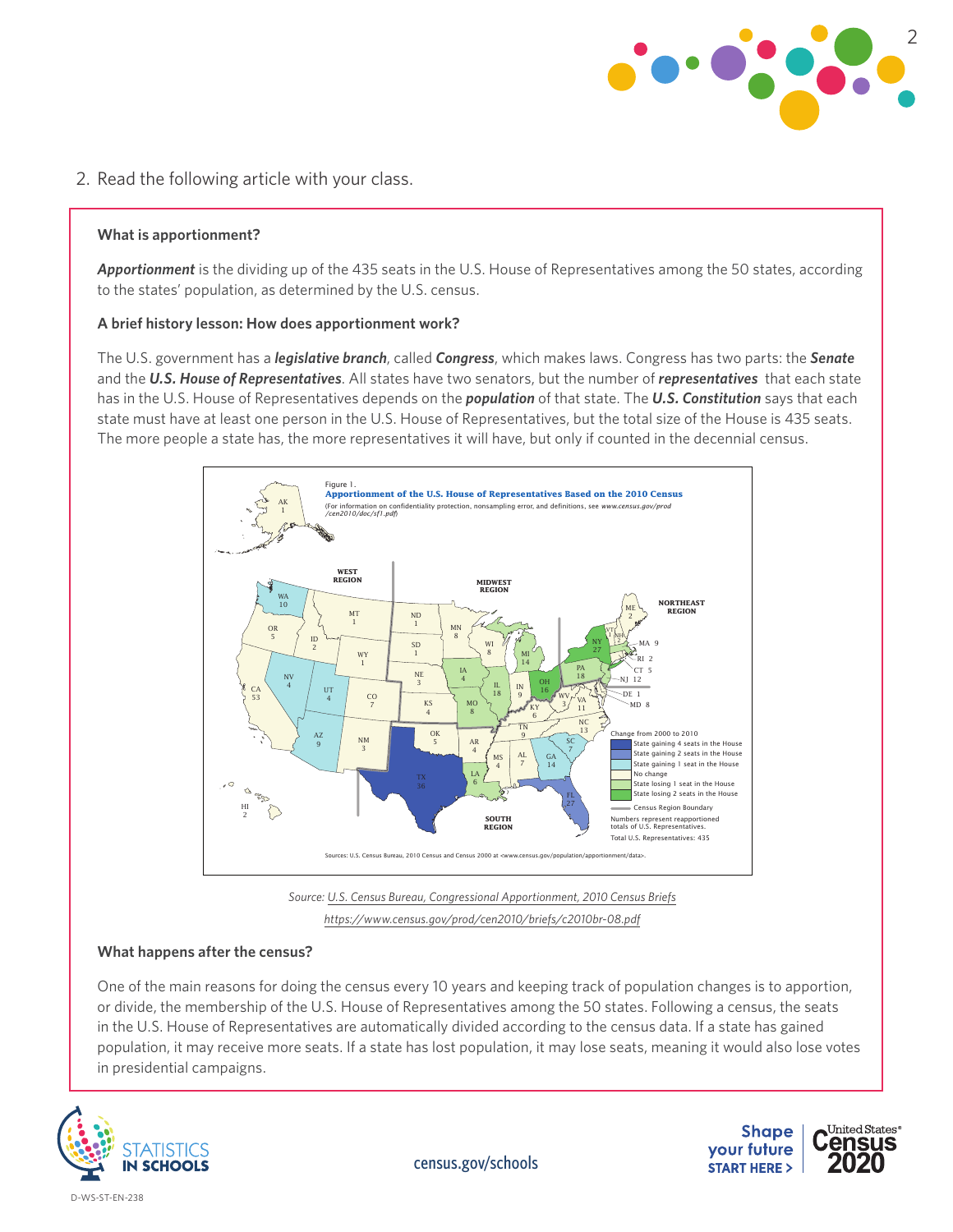2. Read the following article with your class.

**What is apportionment?**

***Apportionment*** is the dividing up of the 435 seats in the U.S. House of Representatives among the 50 states, according to the states' population, as determined by the U.S. census.

**A brief history lesson: How does apportionment work?**

The U.S. government has a ***legislative branch***, called ***Congress***, which makes laws. Congress has two parts: the ***Senate*** and the ***U.S. House of Representatives***. All states have two senators, but the number of ***representatives*** that each state has in the U.S. House of Representatives depends on the ***population*** of that state. The ***U.S. Constitution*** says that each state must have at least one person in the U.S. House of Representatives, but the total size of the House is 435 seats. The more people a state has, the more representatives it will have, but only if counted in the decennial census.

Figure 1.
**Apportionment of the U.S. House of Representatives Based on the 2010 Census**
(For information on confidentiality protection, nonsampling error, and definitions, see *www.census.gov/prod/cen2010/doc/sf1.pdf*)

Source: U.S. Census Bureau, Congressional Apportionment, 2010 Census Briefs
https://www.census.gov/prod/cen2010/briefs/c2010br-08.pdf

**What happens after the census?**

One of the main reasons for doing the census every 10 years and keeping track of population changes is to apportion, or divide, the membership of the U.S. House of Representatives among the 50 states. Following a census, the seats in the U.S. House of Representatives are automatically divided according to the census data. If a state has gained population, it may receive more seats. If a state has lost population, it may lose seats, meaning it would also lose votes in presidential campaigns.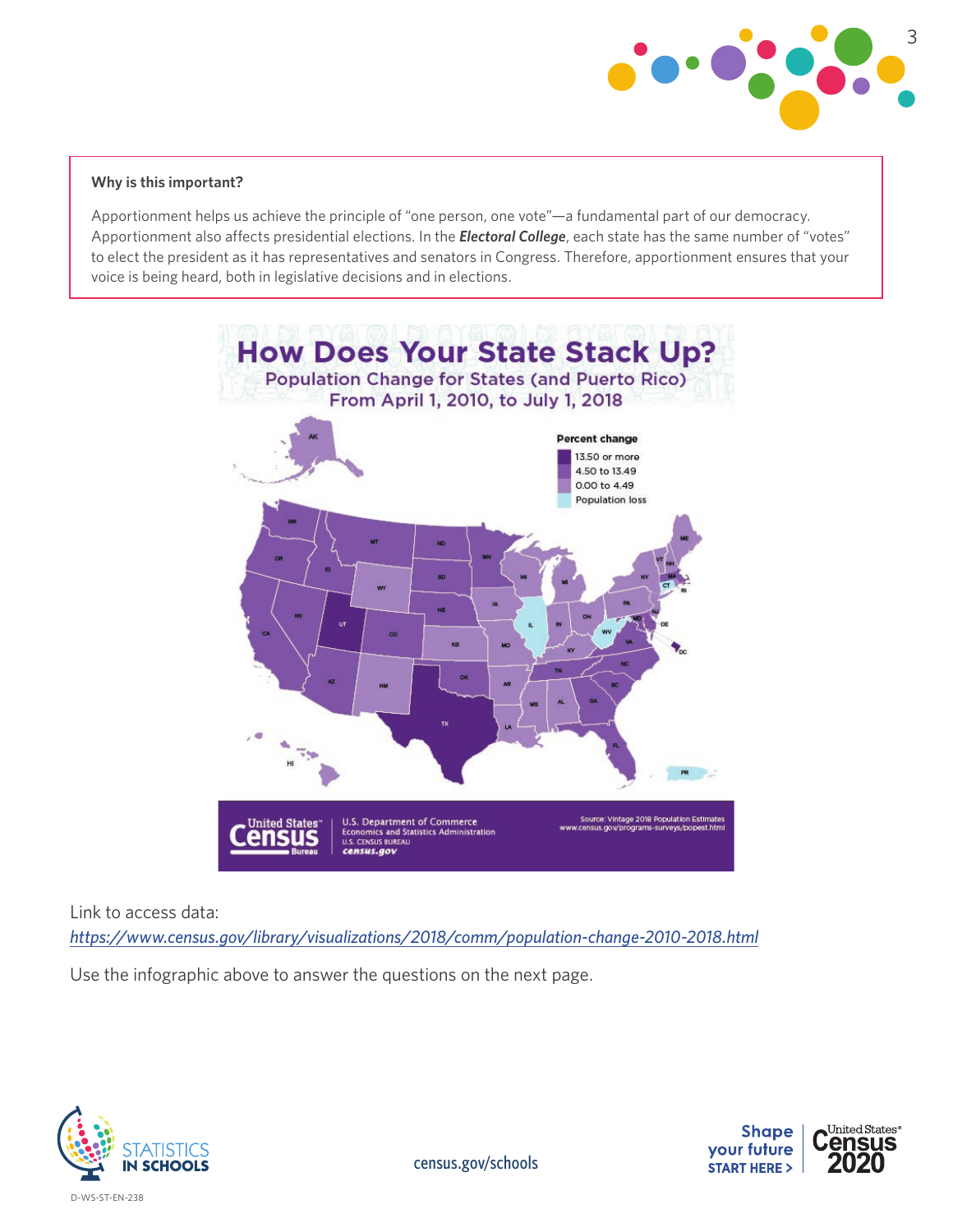**Why is this important?**

Apportionment helps us achieve the principle of "one person, one vote"—a fundamental part of our democracy. Apportionment also affects presidential elections. In the ***Electoral College***, each state has the same number of "votes" to elect the president as it has representatives and senators in Congress. Therefore, apportionment ensures that your voice is being heard, both in legislative decisions and in elections.

# How Does Your State Stack Up?

Population Change for States (and Puerto Rico) From April 1, 2010, to July 1, 2018

Percent change
- 13.50 or more
- 4.50 to 13.49
- 0.00 to 4.49
- Population loss

United States Census Bureau — U.S. Department of Commerce, Economics and Statistics Administration, U.S. CENSUS BUREAU, census.gov

Source: Vintage 2018 Population Estimates www.census.gov/programs-surveys/popest.html

Link to access data:
*https://www.census.gov/library/visualizations/2018/comm/population-change-2010-2018.html*

Use the infographic above to answer the questions on the next page.

D-WS-ST-EN-238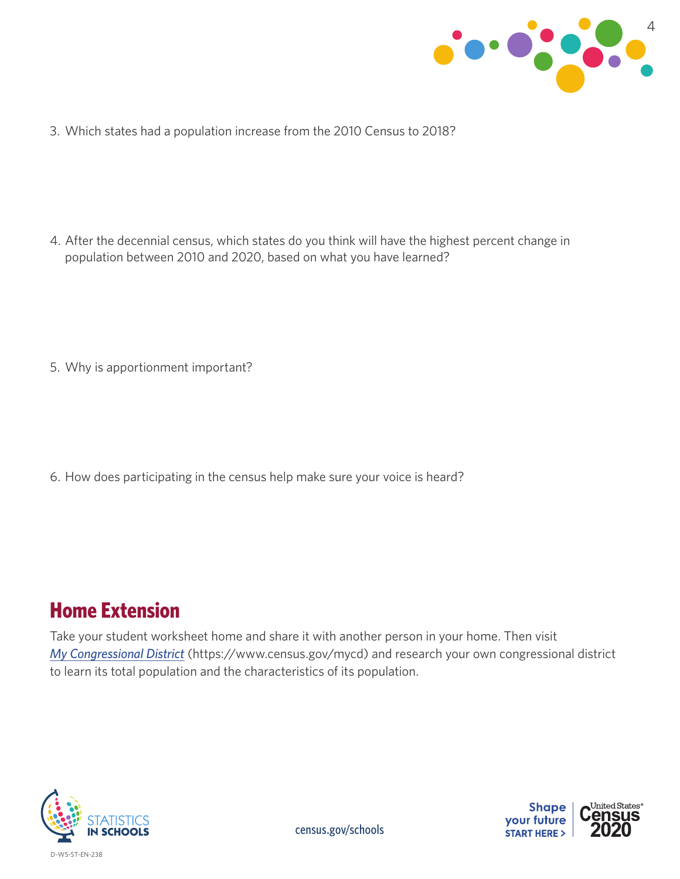3. Which states had a population increase from the 2010 Census to 2018?

4. After the decennial census, which states do you think will have the highest percent change in population between 2010 and 2020, based on what you have learned?

5. Why is apportionment important?

6. How does participating in the census help make sure your voice is heard?

## Home Extension

Take your student worksheet home and share it with another person in your home. Then visit *My Congressional District* (https://www.census.gov/mycd) and research your own congressional district to learn its total population and the characteristics of its population.

D-WS-ST-EN-238